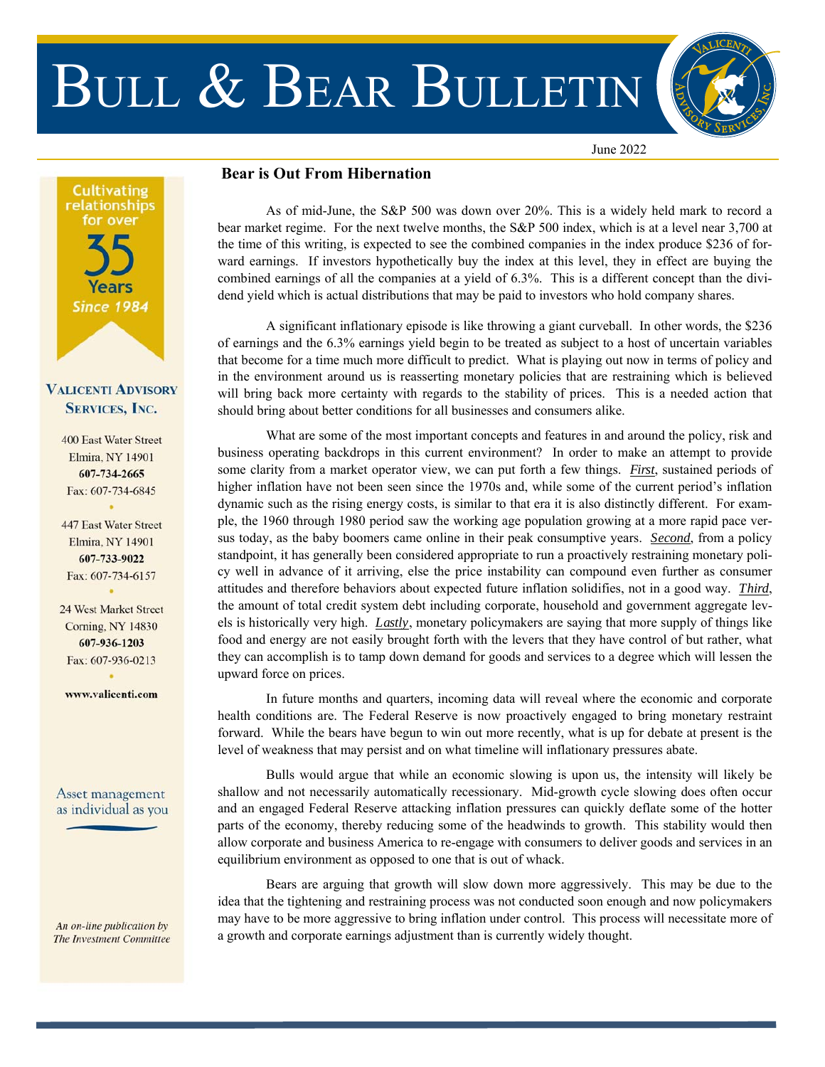# Bull & Bear Bulletin

June 2022

Cultivating relationships for over 35 Years Since 1984

**Valicenti Advisory Services, Inc.**

400 East Water Street
Elmira, NY 14901
**607-734-2665**
Fax: 607-734-6845

447 East Water Street
Elmira, NY 14901
**607-733-9022**
Fax: 607-734-6157

24 West Market Street
Corning, NY 14830
**607-936-1203**
Fax: 607-936-0213

**www.valicenti.com**

Asset management as individual as you

*An on-line publication by The Investment Committee*

## Bear is Out From Hibernation

As of mid-June, the S&P 500 was down over 20%. This is a widely held mark to record a bear market regime. For the next twelve months, the S&P 500 index, which is at a level near 3,700 at the time of this writing, is expected to see the combined companies in the index produce $236 of forward earnings. If investors hypothetically buy the index at this level, they in effect are buying the combined earnings of all the companies at a yield of 6.3%. This is a different concept than the dividend yield which is actual distributions that may be paid to investors who hold company shares.

A significant inflationary episode is like throwing a giant curveball. In other words, the $236 of earnings and the 6.3% earnings yield begin to be treated as subject to a host of uncertain variables that become for a time much more difficult to predict. What is playing out now in terms of policy and in the environment around us is reasserting monetary policies that are restraining which is believed will bring back more certainty with regards to the stability of prices. This is a needed action that should bring about better conditions for all businesses and consumers alike.

What are some of the most important concepts and features in and around the policy, risk and business operating backdrops in this current environment? In order to make an attempt to provide some clarity from a market operator view, we can put forth a few things. ***First***, sustained periods of higher inflation have not been seen since the 1970s and, while some of the current period's inflation dynamic such as the rising energy costs, is similar to that era it is also distinctly different. For example, the 1960 through 1980 period saw the working age population growing at a more rapid pace versus today, as the baby boomers came online in their peak consumptive years. ***Second***, from a policy standpoint, it has generally been considered appropriate to run a proactively restraining monetary policy well in advance of it arriving, else the price instability can compound even further as consumer attitudes and therefore behaviors about expected future inflation solidifies, not in a good way. ***Third***, the amount of total credit system debt including corporate, household and government aggregate levels is historically very high. ***Lastly***, monetary policymakers are saying that more supply of things like food and energy are not easily brought forth with the levers that they have control of but rather, what they can accomplish is to tamp down demand for goods and services to a degree which will lessen the upward force on prices.

In future months and quarters, incoming data will reveal where the economic and corporate health conditions are. The Federal Reserve is now proactively engaged to bring monetary restraint forward. While the bears have begun to win out more recently, what is up for debate at present is the level of weakness that may persist and on what timeline will inflationary pressures abate.

Bulls would argue that while an economic slowing is upon us, the intensity will likely be shallow and not necessarily automatically recessionary. Mid-growth cycle slowing does often occur and an engaged Federal Reserve attacking inflation pressures can quickly deflate some of the hotter parts of the economy, thereby reducing some of the headwinds to growth. This stability would then allow corporate and business America to re-engage with consumers to deliver goods and services in an equilibrium environment as opposed to one that is out of whack.

Bears are arguing that growth will slow down more aggressively. This may be due to the idea that the tightening and restraining process was not conducted soon enough and now policymakers may have to be more aggressive to bring inflation under control. This process will necessitate more of a growth and corporate earnings adjustment than is currently widely thought.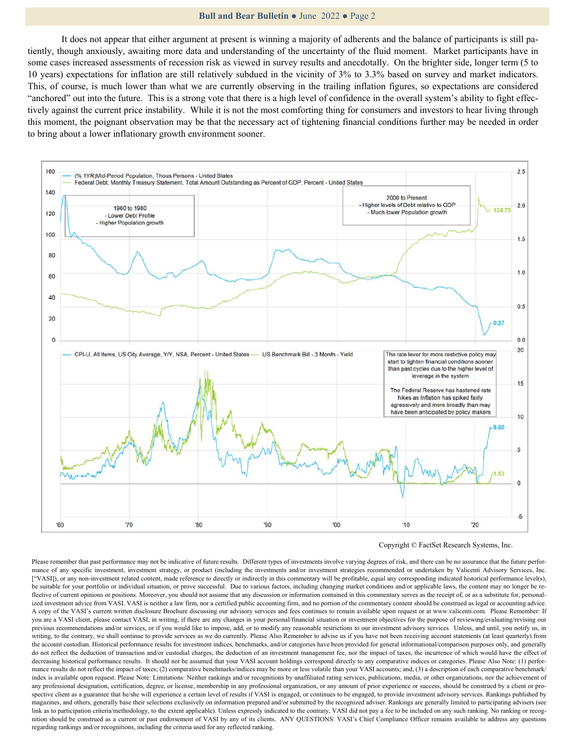It does not appear that either argument at present is winning a majority of adherents and the balance of participants is still patiently, though anxiously, awaiting more data and understanding of the uncertainty of the fluid moment. Market participants have in some cases increased assessments of recession risk as viewed in survey results and anecdotally. On the brighter side, longer term (5 to 10 years) expectations for inflation are still relatively subdued in the vicinity of 3% to 3.3% based on survey and market indicators. This, of course, is much lower than what we are currently observing in the trailing inflation figures, so expectations are considered "anchored" out into the future. This is a strong vote that there is a high level of confidence in the overall system's ability to fight effectively against the current price instability. While it is not the most comforting thing for consumers and investors to hear living through this moment, the poignant observation may be that the necessary act of tightening financial conditions further may be needed in order to bring about a lower inflationary growth environment sooner.

(% 1YR)Mid-Period Population, Thous Persons - United States

Federal Debt, Monthly Treasury Statement, Total Amount Outstanding as Percent of GDP, Percent - United States

1960 to 1980
- Lower Debt Profile
- Higher Population growth

2000 to Present
- Higher levels of Debt relative to GDP
- Much lower Population growth

124.75

0.27

CPI-U, All Items, US City Average, Y/Y, NSA, Percent - United States

US Benchmark Bill - 3 Month - Yield

The rate lever for more restictive policy may start to tighten financial conditions sooner than past cycles due to the higher level of leverage in the system

The Federal Reserve has hastened rate hikes as Inflation has spiked fairly agressively and more broadly than may have been anticipated by policy makers

8.60

1.53

'60 '70 '80 '90 '00 '10 '20

Copyright © FactSet Research Systems, Inc.

Please remember that past performance may not be indicative of future results. Different types of investments involve varying degrees of risk, and there can be no assurance that the future performance of any specific investment, investment strategy, or product (including the investments and/or investment strategies recommended or undertaken by Valicenti Advisory Services, Inc. ["VASI]), or any non-investment related content, made reference to directly or indirectly in this commentary will be profitable, equal any corresponding indicated historical performance level(s), be suitable for your portfolio or individual situation, or prove successful. Due to various factors, including changing market conditions and/or applicable laws, the content may no longer be reflective of current opinions or positions. Moreover, you should not assume that any discussion or information contained in this commentary serves as the receipt of, or as a substitute for, personalized investment advice from VASI. VASI is neither a law firm, nor a certified public accounting firm, and no portion of the commentary content should be construed as legal or accounting advice. A copy of the VASI's current written disclosure Brochure discussing our advisory services and fees continues to remain available upon request or at www.valicenti.com. Please Remember: If you are a VASI client, please contact VASI, in writing, if there are any changes in your personal/financial situation or investment objectives for the purpose of reviewing/evaluating/revising our previous recommendations and/or services, or if you would like to impose, add, or to modify any reasonable restrictions to our investment advisory services. Unless, and until, you notify us, in writing, to the contrary, we shall continue to provide services as we do currently. Please Also Remember to advise us if you have not been receiving account statements (at least quarterly) from the account custodian. Historical performance results for investment indices, benchmarks, and/or categories have been provided for general informational/comparison purposes only, and generally do not reflect the deduction of transaction and/or custodial charges, the deduction of an investment management fee, nor the impact of taxes, the incurrence of which would have the effect of decreasing historical performance results. It should not be assumed that your VASI account holdings correspond directly to any comparative indices or categories. Please Also Note: (1) performance results do not reflect the impact of taxes; (2) comparative benchmarks/indices may be more or less volatile than your VASI accounts; and, (3) a description of each comparative benchmark/index is available upon request. Please Note: Limitations: Neither rankings and/or recognitions by unaffiliated rating services, publications, media, or other organizations, nor the achievement of any professional designation, certification, degree, or license, membership in any professional organization, or any amount of prior experience or success, should be construed by a client or prospective client as a guarantee that he/she will experience a certain level of results if VASI is engaged, or continues to be engaged, to provide investment advisory services. Rankings published by magazines, and others, generally base their selections exclusively on information prepared and/or submitted by the recognized adviser. Rankings are generally limited to participating advisers (see link as to participation criteria/methodology, to the extent applicable). Unless expressly indicated to the contrary, VASI did not pay a fee to be included on any such ranking. No ranking or recognition should be construed as a current or past endorsement of VASI by any of its clients. ANY QUESTIONS: VASI's Chief Compliance Officer remains available to address any questions regarding rankings and/or recognitions, including the criteria used for any reflected ranking.